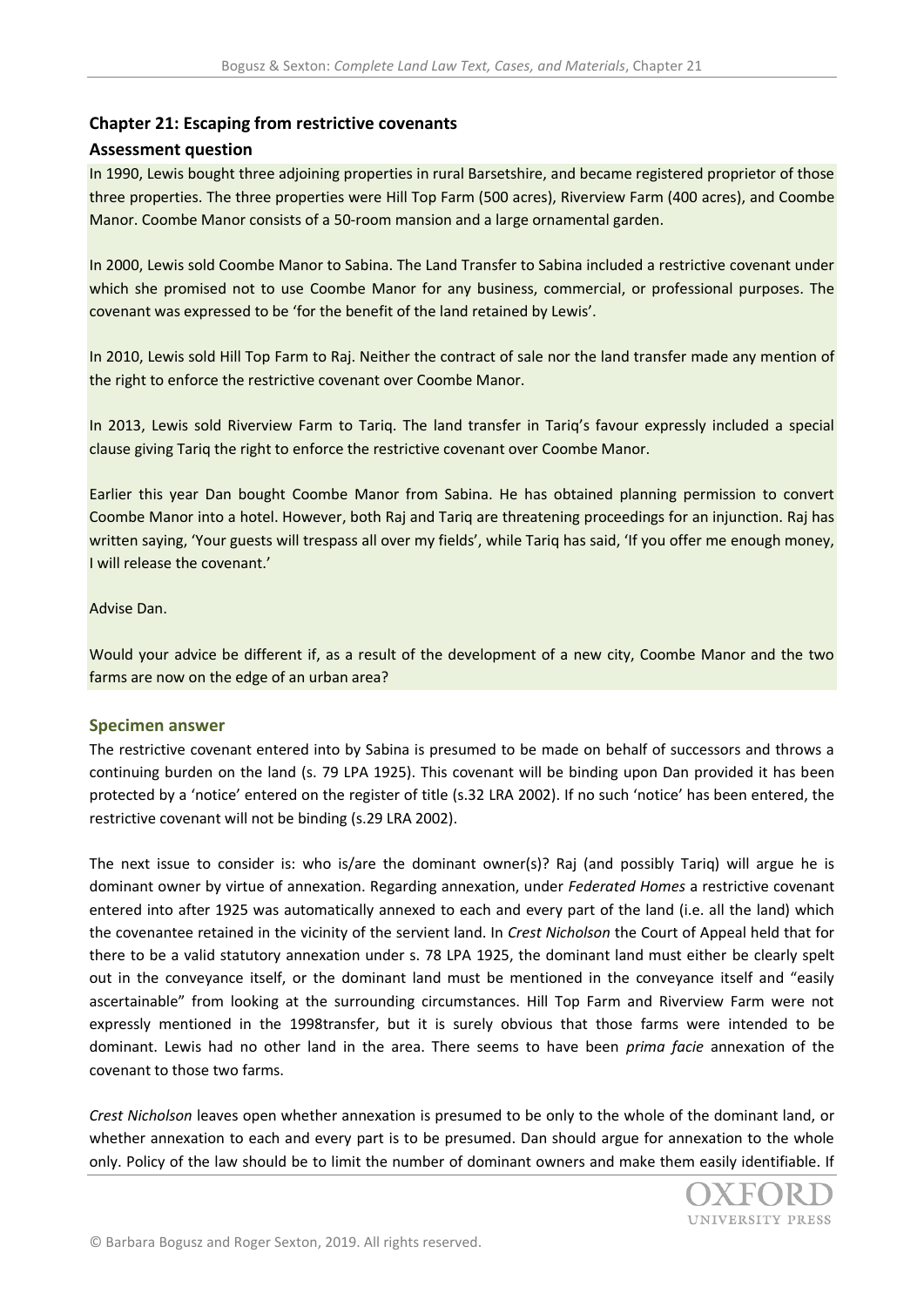## Chapter 21: Escaping from restrictive covenants

### Assessment question

In 1990, Lewis bought three adjoining properties in rural Barsetshire, and became registered proprietor of those three properties. The three properties were Hill Top Farm (500 acres), Riverview Farm (400 acres), and Coombe Manor. Coombe Manor consists of a 50-room mansion and a large ornamental garden.

In 2000, Lewis sold Coombe Manor to Sabina. The Land Transfer to Sabina included a restrictive covenant under which she promised not to use Coombe Manor for any business, commercial, or professional purposes. The covenant was expressed to be 'for the benefit of the land retained by Lewis'.

In 2010, Lewis sold Hill Top Farm to Raj. Neither the contract of sale nor the land transfer made any mention of the right to enforce the restrictive covenant over Coombe Manor.

In 2013, Lewis sold Riverview Farm to Tariq. The land transfer in Tariq's favour expressly included a special clause giving Tariq the right to enforce the restrictive covenant over Coombe Manor.

Earlier this year Dan bought Coombe Manor from Sabina. He has obtained planning permission to convert Coombe Manor into a hotel. However, both Raj and Tariq are threatening proceedings for an injunction. Raj has written saying, 'Your guests will trespass all over my fields', while Tariq has said, 'If you offer me enough money, I will release the covenant.'

Advise Dan.

Would your advice be different if, as a result of the development of a new city, Coombe Manor and the two farms are now on the edge of an urban area?

### Specimen answer

The restrictive covenant entered into by Sabina is presumed to be made on behalf of successors and throws a continuing burden on the land (s. 79 LPA 1925). This covenant will be binding upon Dan provided it has been protected by a 'notice' entered on the register of title (s.32 LRA 2002). If no such 'notice' has been entered, the restrictive covenant will not be binding (s.29 LRA 2002).

The next issue to consider is: who is/are the dominant owner(s)? Raj (and possibly Tariq) will argue he is dominant owner by virtue of annexation. Regarding annexation, under *Federated Homes* a restrictive covenant entered into after 1925 was automatically annexed to each and every part of the land (i.e. all the land) which the covenantee retained in the vicinity of the servient land. In *Crest Nicholson* the Court of Appeal held that for there to be a valid statutory annexation under s. 78 LPA 1925, the dominant land must either be clearly spelt out in the conveyance itself, or the dominant land must be mentioned in the conveyance itself and "easily ascertainable" from looking at the surrounding circumstances. Hill Top Farm and Riverview Farm were not expressly mentioned in the 1998transfer, but it is surely obvious that those farms were intended to be dominant. Lewis had no other land in the area. There seems to have been *prima facie* annexation of the covenant to those two farms.

*Crest Nicholson* leaves open whether annexation is presumed to be only to the whole of the dominant land, or whether annexation to each and every part is to be presumed. Dan should argue for annexation to the whole only. Policy of the law should be to limit the number of dominant owners and make them easily identifiable. If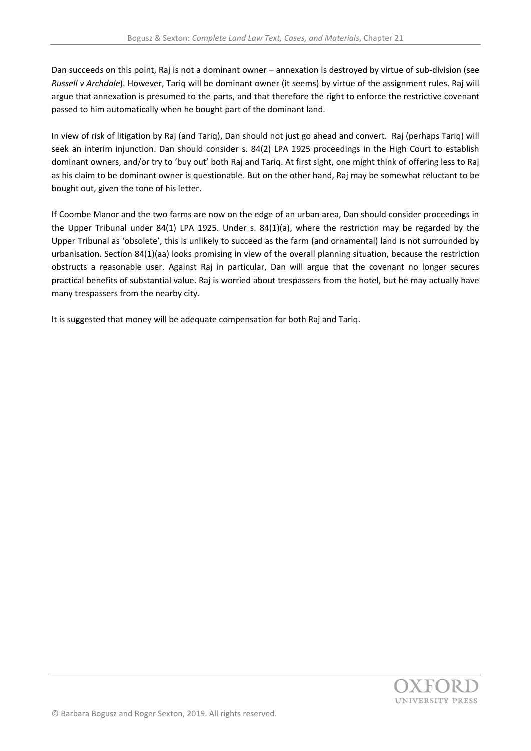Dan succeeds on this point, Raj is not a dominant owner – annexation is destroyed by virtue of sub-division (see *Russell v Archdale*). However, Tariq will be dominant owner (it seems) by virtue of the assignment rules. Raj will argue that annexation is presumed to the parts, and that therefore the right to enforce the restrictive covenant passed to him automatically when he bought part of the dominant land.

In view of risk of litigation by Raj (and Tariq), Dan should not just go ahead and convert. Raj (perhaps Tariq) will seek an interim injunction. Dan should consider s. 84(2) LPA 1925 proceedings in the High Court to establish dominant owners, and/or try to 'buy out' both Raj and Tariq. At first sight, one might think of offering less to Raj as his claim to be dominant owner is questionable. But on the other hand, Raj may be somewhat reluctant to be bought out, given the tone of his letter.

If Coombe Manor and the two farms are now on the edge of an urban area, Dan should consider proceedings in the Upper Tribunal under 84(1) LPA 1925. Under s. 84(1)(a), where the restriction may be regarded by the Upper Tribunal as 'obsolete', this is unlikely to succeed as the farm (and ornamental) land is not surrounded by urbanisation. Section 84(1)(aa) looks promising in view of the overall planning situation, because the restriction obstructs a reasonable user. Against Raj in particular, Dan will argue that the covenant no longer secures practical benefits of substantial value. Raj is worried about trespassers from the hotel, but he may actually have many trespassers from the nearby city.

It is suggested that money will be adequate compensation for both Raj and Tariq.